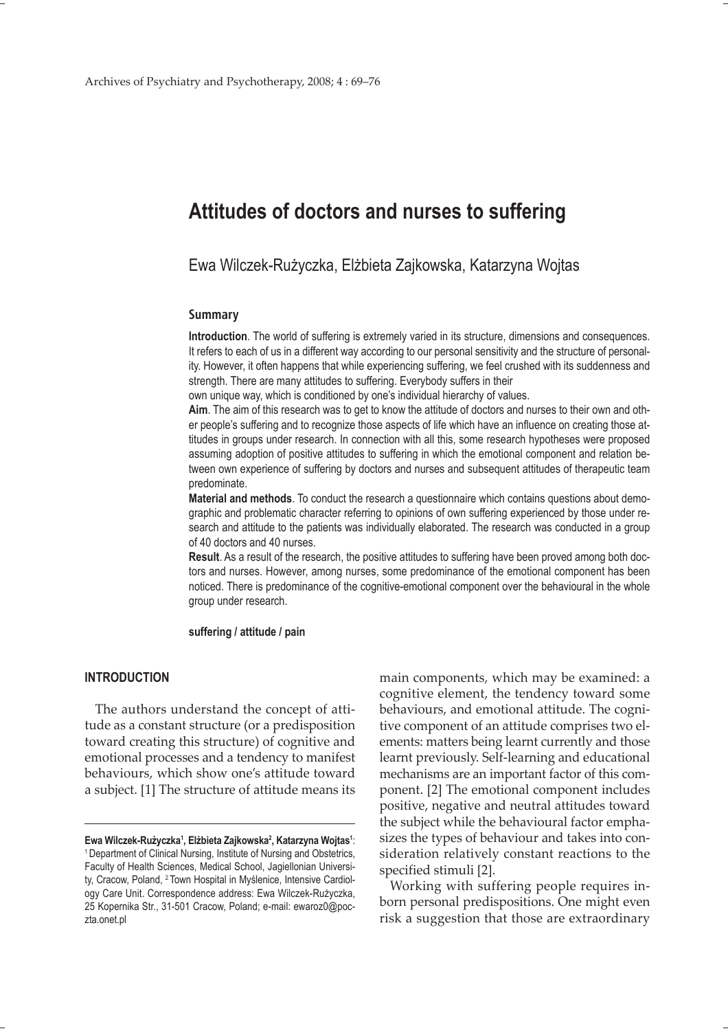# Attitudes of doctors and nurses to suffering

Ewa Wilczek-Rużyczka, Elżbieta Zajkowska, Katarzyna Wojtas

### Summary

**Introduction**. The world of suffering is extremely varied in its structure, dimensions and consequences. It refers to each of us in a different way according to our personal sensitivity and the structure of personality. However, it often happens that while experiencing suffering, we feel crushed with its suddenness and strength. There are many attitudes to suffering. Everybody suffers in their own unique way, which is conditioned by one's individual hierarchy of values.

**Aim**. The aim of this research was to get to know the attitude of doctors and nurses to their own and other people's suffering and to recognize those aspects of life which have an influence on creating those attitudes in groups under research. In connection with all this, some research hypotheses were proposed assuming adoption of positive attitudes to suffering in which the emotional component and relation between own experience of suffering by doctors and nurses and subsequent attitudes of therapeutic team predominate.

**Material and methods**. To conduct the research a questionnaire which contains questions about demographic and problematic character referring to opinions of own suffering experienced by those under research and attitude to the patients was individually elaborated. The research was conducted in a group of 40 doctors and 40 nurses.

**Result**. As a result of the research, the positive attitudes to suffering have been proved among both doctors and nurses. However, among nurses, some predominance of the emotional component has been noticed. There is predominance of the cognitive-emotional component over the behavioural in the whole group under research.

**suffering / attitude / pain**

## INTRODUCTION

The authors understand the concept of attitude as a constant structure (or a predisposition toward creating this structure) of cognitive and emotional processes and a tendency to manifest behaviours, which show one's attitude toward a subject. [1] The structure of attitude means its main components, which may be examined: a cognitive element, the tendency toward some behaviours, and emotional attitude. The cognitive component of an attitude comprises two elements: matters being learnt currently and those learnt previously. Self-learning and educational mechanisms are an important factor of this component. [2] The emotional component includes positive, negative and neutral attitudes toward the subject while the behavioural factor emphasizes the types of behaviour and takes into consideration relatively constant reactions to the specified stimuli [2].

Working with suffering people requires inborn personal predispositions. One might even risk a suggestion that those are extraordinary

---

**Ewa Wilczek-Rużyczka[1], Elżbieta Zajkowska[2], Katarzyna Wojtas[1]**: [1] Department of Clinical Nursing, Institute of Nursing and Obstetrics, Faculty of Health Sciences, Medical School, Jagiellonian University, Cracow, Poland, [2] Town Hospital in Myślenice, Intensive Cardiology Care Unit. Correspondence address: Ewa Wilczek-Rużyczka, 25 Kopernika Str., 31-501 Cracow, Poland; e-mail: ewaroz0@poczta.onet.pl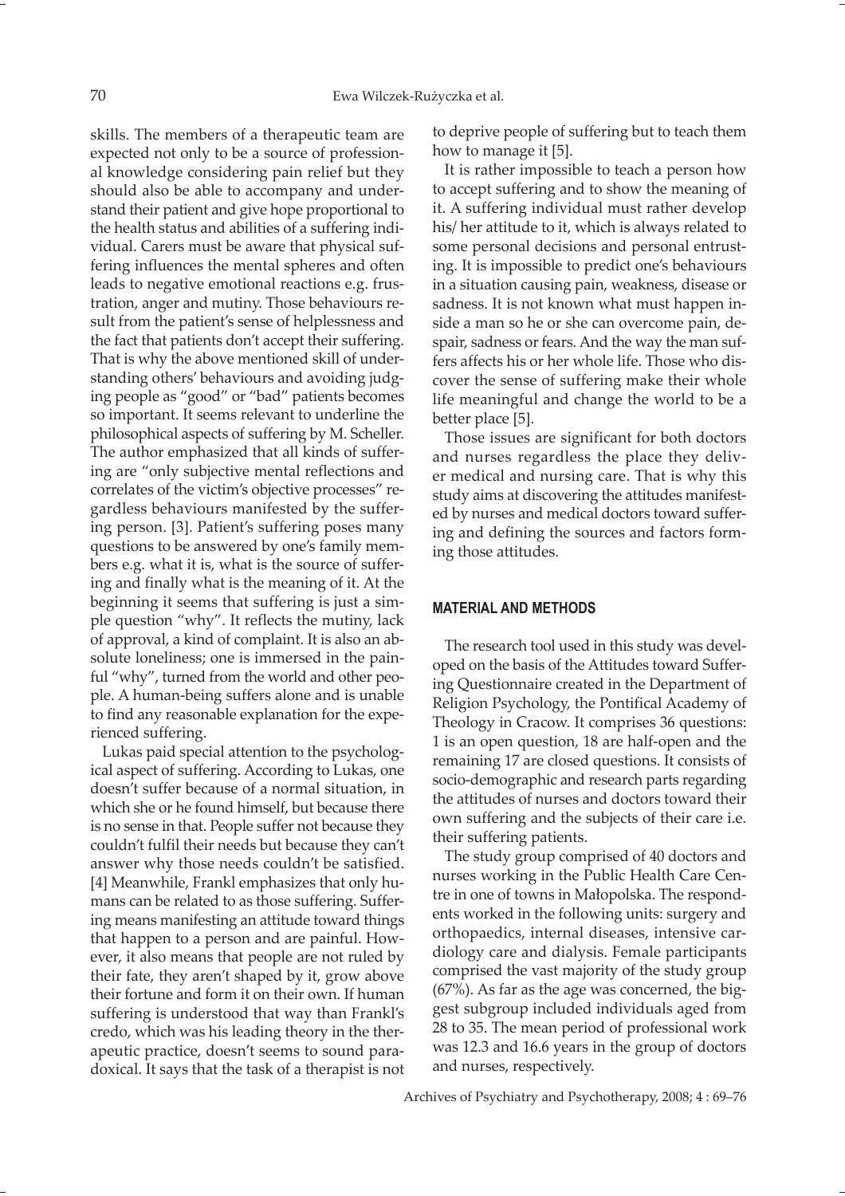skills. The members of a therapeutic team are expected not only to be a source of professional knowledge considering pain relief but they should also be able to accompany and understand their patient and give hope proportional to the health status and abilities of a suffering individual. Carers must be aware that physical suffering influences the mental spheres and often leads to negative emotional reactions e.g. frustration, anger and mutiny. Those behaviours result from the patient's sense of helplessness and the fact that patients don't accept their suffering. That is why the above mentioned skill of understanding others' behaviours and avoiding judging people as "good" or "bad" patients becomes so important. It seems relevant to underline the philosophical aspects of suffering by M. Scheller. The author emphasized that all kinds of suffering are "only subjective mental reflections and correlates of the victim's objective processes" regardless behaviours manifested by the suffering person. [3]. Patient's suffering poses many questions to be answered by one's family members e.g. what it is, what is the source of suffering and finally what is the meaning of it. At the beginning it seems that suffering is just a simple question "why". It reflects the mutiny, lack of approval, a kind of complaint. It is also an absolute loneliness; one is immersed in the painful "why", turned from the world and other people. A human-being suffers alone and is unable to find any reasonable explanation for the experienced suffering.

Lukas paid special attention to the psychological aspect of suffering. According to Lukas, one doesn't suffer because of a normal situation, in which she or he found himself, but because there is no sense in that. People suffer not because they couldn't fulfil their needs but because they can't answer why those needs couldn't be satisfied. [4] Meanwhile, Frankl emphasizes that only humans can be related to as those suffering. Suffering means manifesting an attitude toward things that happen to a person and are painful. However, it also means that people are not ruled by their fate, they aren't shaped by it, grow above their fortune and form it on their own. If human suffering is understood that way than Frankl's credo, which was his leading theory in the therapeutic practice, doesn't seems to sound paradoxical. It says that the task of a therapist is not to deprive people of suffering but to teach them how to manage it [5].

It is rather impossible to teach a person how to accept suffering and to show the meaning of it. A suffering individual must rather develop his/ her attitude to it, which is always related to some personal decisions and personal entrusting. It is impossible to predict one's behaviours in a situation causing pain, weakness, disease or sadness. It is not known what must happen inside a man so he or she can overcome pain, despair, sadness or fears. And the way the man suffers affects his or her whole life. Those who discover the sense of suffering make their whole life meaningful and change the world to be a better place [5].

Those issues are significant for both doctors and nurses regardless the place they deliver medical and nursing care. That is why this study aims at discovering the attitudes manifested by nurses and medical doctors toward suffering and defining the sources and factors forming those attitudes.

## MATERIAL AND METHODS

The research tool used in this study was developed on the basis of the Attitudes toward Suffering Questionnaire created in the Department of Religion Psychology, the Pontifical Academy of Theology in Cracow. It comprises 36 questions: 1 is an open question, 18 are half-open and the remaining 17 are closed questions. It consists of socio-demographic and research parts regarding the attitudes of nurses and doctors toward their own suffering and the subjects of their care i.e. their suffering patients.

The study group comprised of 40 doctors and nurses working in the Public Health Care Centre in one of towns in Małopolska. The respondents worked in the following units: surgery and orthopaedics, internal diseases, intensive cardiology care and dialysis. Female participants comprised the vast majority of the study group (67%). As far as the age was concerned, the biggest subgroup included individuals aged from 28 to 35. The mean period of professional work was 12.3 and 16.6 years in the group of doctors and nurses, respectively.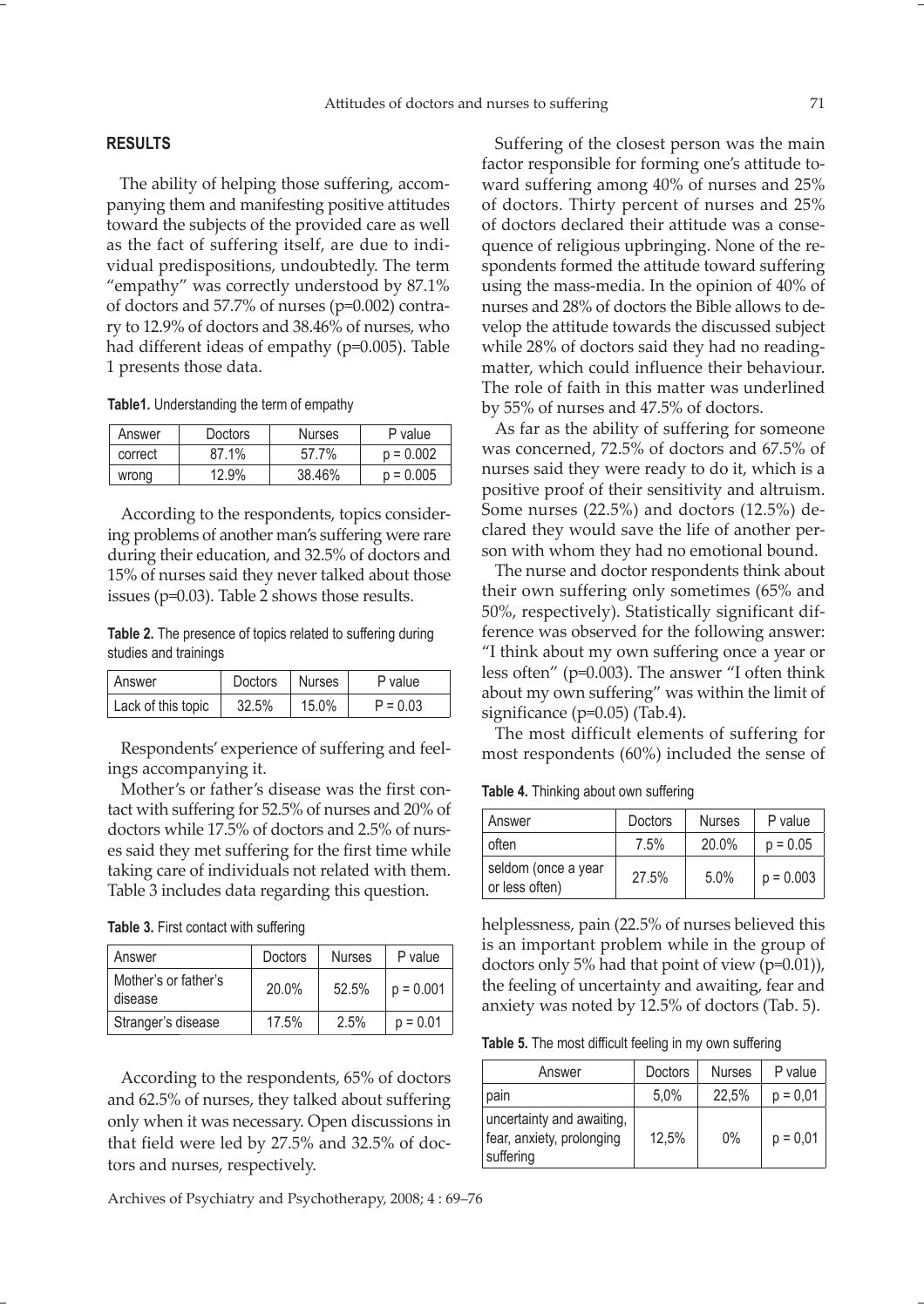## RESULTS

The ability of helping those suffering, accompanying them and manifesting positive attitudes toward the subjects of the provided care as well as the fact of suffering itself, are due to individual predispositions, undoubtedly. The term "empathy" was correctly understood by 87.1% of doctors and 57.7% of nurses (p=0.002) contrary to 12.9% of doctors and 38.46% of nurses, who had different ideas of empathy (p=0.005). Table 1 presents those data.

**Table1.** Understanding the term of empathy

| Answer | Doctors | Nurses | P value |
|---|---|---|---|
| correct | 87.1% | 57.7% | p = 0.002 |
| wrong | 12.9% | 38.46% | p = 0.005 |

According to the respondents, topics considering problems of another man's suffering were rare during their education, and 32.5% of doctors and 15% of nurses said they never talked about those issues (p=0.03). Table 2 shows those results.

**Table 2.** The presence of topics related to suffering during studies and trainings

| Answer | Doctors | Nurses | P value |
|---|---|---|---|
| Lack of this topic | 32.5% | 15.0% | P = 0.03 |

Respondents' experience of suffering and feelings accompanying it.

Mother's or father's disease was the first contact with suffering for 52.5% of nurses and 20% of doctors while 17.5% of doctors and 2.5% of nurses said they met suffering for the first time while taking care of individuals not related with them. Table 3 includes data regarding this question.

**Table 3.** First contact with suffering

| Answer | Doctors | Nurses | P value |
|---|---|---|---|
| Mother's or father's disease | 20.0% | 52.5% | p = 0.001 |
| Stranger's disease | 17.5% | 2.5% | p = 0.01 |

According to the respondents, 65% of doctors and 62.5% of nurses, they talked about suffering only when it was necessary. Open discussions in that field were led by 27.5% and 32.5% of doctors and nurses, respectively.

Suffering of the closest person was the main factor responsible for forming one's attitude toward suffering among 40% of nurses and 25% of doctors. Thirty percent of nurses and 25% of doctors declared their attitude was a consequence of religious upbringing. None of the respondents formed the attitude toward suffering using the mass-media. In the opinion of 40% of nurses and 28% of doctors the Bible allows to develop the attitude towards the discussed subject while 28% of doctors said they had no reading-matter, which could influence their behaviour. The role of faith in this matter was underlined by 55% of nurses and 47.5% of doctors.

As far as the ability of suffering for someone was concerned, 72.5% of doctors and 67.5% of nurses said they were ready to do it, which is a positive proof of their sensitivity and altruism. Some nurses (22.5%) and doctors (12.5%) declared they would save the life of another person with whom they had no emotional bound.

The nurse and doctor respondents think about their own suffering only sometimes (65% and 50%, respectively). Statistically significant difference was observed for the following answer: "I think about my own suffering once a year or less often" (p=0.003). The answer "I often think about my own suffering" was within the limit of significance (p=0.05) (Tab.4).

The most difficult elements of suffering for most respondents (60%) included the sense of helplessness, pain (22.5% of nurses believed this is an important problem while in the group of doctors only 5% had that point of view (p=0.01)), the feeling of uncertainty and awaiting, fear and anxiety was noted by 12.5% of doctors (Tab. 5).

**Table 4.** Thinking about own suffering

| Answer | Doctors | Nurses | P value |
|---|---|---|---|
| often | 7.5% | 20.0% | p = 0.05 |
| seldom (once a year or less often) | 27.5% | 5.0% | p = 0.003 |

**Table 5.** The most difficult feeling in my own suffering

| Answer | Doctors | Nurses | P value |
|---|---|---|---|
| pain | 5,0% | 22,5% | p = 0,01 |
| uncertainty and awaiting, fear, anxiety, prolonging suffering | 12,5% | 0% | p = 0,01 |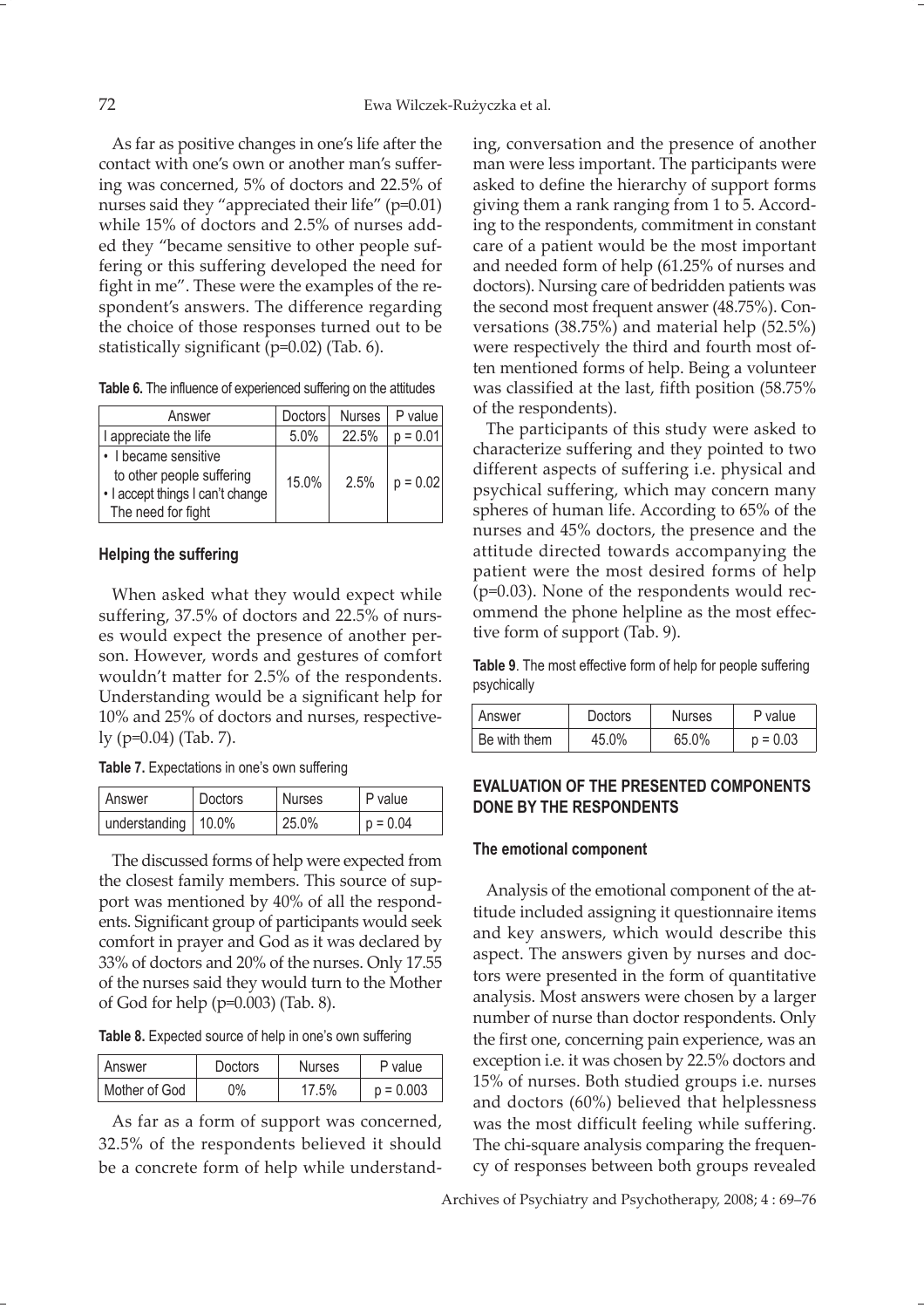As far as positive changes in one's life after the contact with one's own or another man's suffering was concerned, 5% of doctors and 22.5% of nurses said they "appreciated their life" (p=0.01) while 15% of doctors and 2.5% of nurses added they "became sensitive to other people suffering or this suffering developed the need for fight in me". These were the examples of the respondent's answers. The difference regarding the choice of those responses turned out to be statistically significant (p=0.02) (Tab. 6).

**Table 6.** The influence of experienced suffering on the attitudes

| Answer | Doctors | Nurses | P value |
|---|---|---|---|
| I appreciate the life | 5.0% | 22.5% | p = 0.01 |
| • I became sensitive to other people suffering<br>• I accept things I can't change<br>The need for fight | 15.0% | 2.5% | p = 0.02 |

### Helping the suffering

When asked what they would expect while suffering, 37.5% of doctors and 22.5% of nurses would expect the presence of another person. However, words and gestures of comfort wouldn't matter for 2.5% of the respondents. Understanding would be a significant help for 10% and 25% of doctors and nurses, respectively (p=0.04) (Tab. 7).

**Table 7.** Expectations in one's own suffering

| Answer | Doctors | Nurses | P value |
|---|---|---|---|
| understanding | 10.0% | 25.0% | p = 0.04 |

The discussed forms of help were expected from the closest family members. This source of support was mentioned by 40% of all the respondents. Significant group of participants would seek comfort in prayer and God as it was declared by 33% of doctors and 20% of the nurses. Only 17.55 of the nurses said they would turn to the Mother of God for help (p=0.003) (Tab. 8).

**Table 8.** Expected source of help in one's own suffering

| Answer | Doctors | Nurses | P value |
|---|---|---|---|
| Mother of God | 0% | 17.5% | p = 0.003 |

As far as a form of support was concerned, 32.5% of the respondents believed it should be a concrete form of help while understanding, conversation and the presence of another man were less important. The participants were asked to define the hierarchy of support forms giving them a rank ranging from 1 to 5. According to the respondents, commitment in constant care of a patient would be the most important and needed form of help (61.25% of nurses and doctors). Nursing care of bedridden patients was the second most frequent answer (48.75%). Conversations (38.75%) and material help (52.5%) were respectively the third and fourth most often mentioned forms of help. Being a volunteer was classified at the last, fifth position (58.75% of the respondents).

The participants of this study were asked to characterize suffering and they pointed to two different aspects of suffering i.e. physical and psychical suffering, which may concern many spheres of human life. According to 65% of the nurses and 45% doctors, the presence and the attitude directed towards accompanying the patient were the most desired forms of help (p=0.03). None of the respondents would recommend the phone helpline as the most effective form of support (Tab. 9).

**Table 9**. The most effective form of help for people suffering psychically

| Answer | Doctors | Nurses | P value |
|---|---|---|---|
| Be with them | 45.0% | 65.0% | p = 0.03 |

## EVALUATION OF THE PRESENTED COMPONENTS DONE BY THE RESPONDENTS

### The emotional component

Analysis of the emotional component of the attitude included assigning it questionnaire items and key answers, which would describe this aspect. The answers given by nurses and doctors were presented in the form of quantitative analysis. Most answers were chosen by a larger number of nurse than doctor respondents. Only the first one, concerning pain experience, was an exception i.e. it was chosen by 22.5% doctors and 15% of nurses. Both studied groups i.e. nurses and doctors (60%) believed that helplessness was the most difficult feeling while suffering. The chi-square analysis comparing the frequency of responses between both groups revealed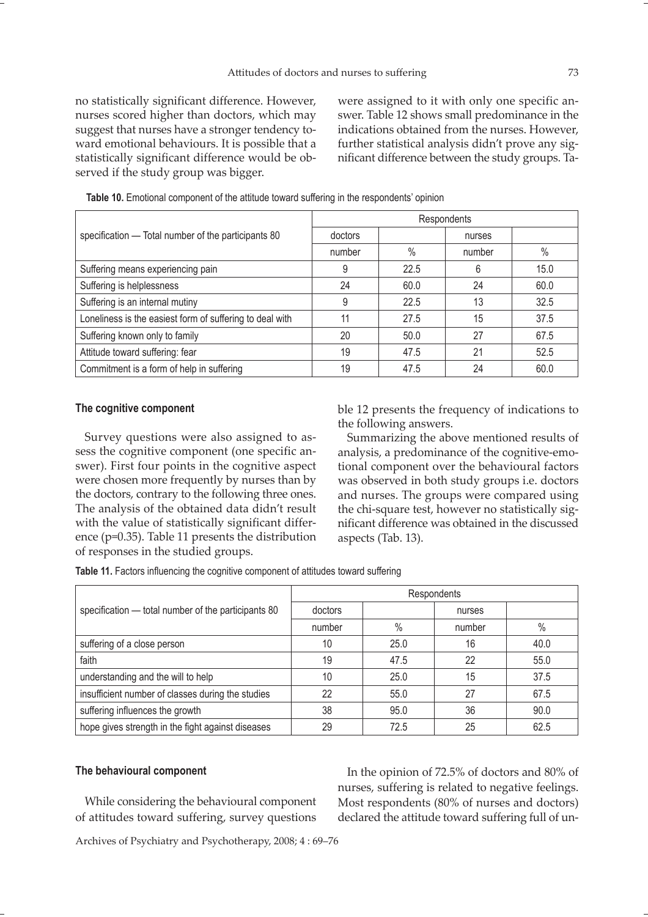no statistically significant difference. However, nurses scored higher than doctors, which may suggest that nurses have a stronger tendency toward emotional behaviours. It is possible that a statistically significant difference would be observed if the study group was bigger.

**Table 10.** Emotional component of the attitude toward suffering in the respondents' opinion

| specification — Total number of the participants 80 | Respondents | | | |
|---|---|---|---|---|
| | doctors | | nurses | |
| | number | % | number | % |
| Suffering means experiencing pain | 9 | 22.5 | 6 | 15.0 |
| Suffering is helplessness | 24 | 60.0 | 24 | 60.0 |
| Suffering is an internal mutiny | 9 | 22.5 | 13 | 32.5 |
| Loneliness is the easiest form of suffering to deal with | 11 | 27.5 | 15 | 37.5 |
| Suffering known only to family | 20 | 50.0 | 27 | 67.5 |
| Attitude toward suffering: fear | 19 | 47.5 | 21 | 52.5 |
| Commitment is a form of help in suffering | 19 | 47.5 | 24 | 60.0 |

#### The cognitive component

Survey questions were also assigned to assess the cognitive component (one specific answer). First four points in the cognitive aspect were chosen more frequently by nurses than by the doctors, contrary to the following three ones. The analysis of the obtained data didn't result with the value of statistically significant difference (p=0.35). Table 11 presents the distribution of responses in the studied groups.

**Table 11.** Factors influencing the cognitive component of attitudes toward suffering

| specification — total number of the participants 80 | Respondents | | | |
|---|---|---|---|---|
| | doctors | | nurses | |
| | number | % | number | % |
| suffering of a close person | 10 | 25.0 | 16 | 40.0 |
| faith | 19 | 47.5 | 22 | 55.0 |
| understanding and the will to help | 10 | 25.0 | 15 | 37.5 |
| insufficient number of classes during the studies | 22 | 55.0 | 27 | 67.5 |
| suffering influences the growth | 38 | 95.0 | 36 | 90.0 |
| hope gives strength in the fight against diseases | 29 | 72.5 | 25 | 62.5 |

#### The behavioural component

While considering the behavioural component of attitudes toward suffering, survey questions were assigned to it with only one specific answer. Table 12 shows small predominance in the indications obtained from the nurses. However, further statistical analysis didn't prove any significant difference between the study groups. Table 12 presents the frequency of indications to the following answers.

Summarizing the above mentioned results of analysis, a predominance of the cognitive-emotional component over the behavioural factors was observed in both study groups i.e. doctors and nurses. The groups were compared using the chi-square test, however no statistically significant difference was obtained in the discussed aspects (Tab. 13).

In the opinion of 72.5% of doctors and 80% of nurses, suffering is related to negative feelings. Most respondents (80% of nurses and doctors) declared the attitude toward suffering full of un-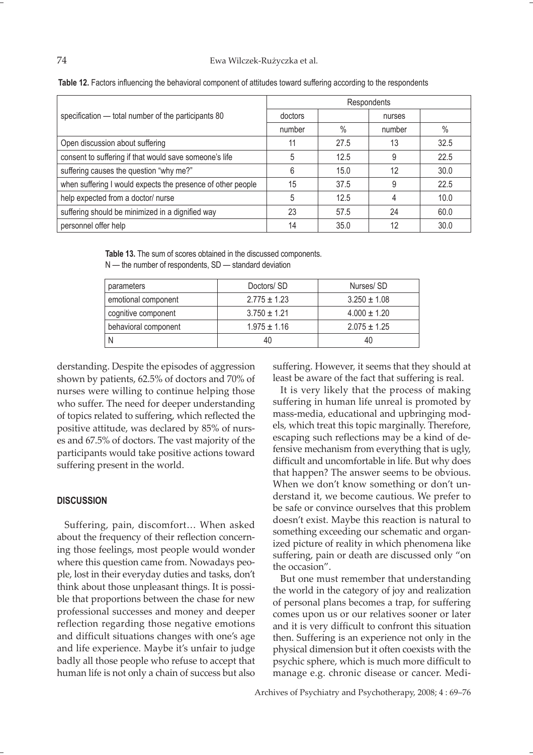**Table 12.** Factors influencing the behavioral component of attitudes toward suffering according to the respondents

| specification — total number of the participants 80 | Respondents | | | |
|---|---|---|---|---|
| | doctors | | nurses | |
| | number | % | number | % |
| Open discussion about suffering | 11 | 27.5 | 13 | 32.5 |
| consent to suffering if that would save someone's life | 5 | 12.5 | 9 | 22.5 |
| suffering causes the question "why me?" | 6 | 15.0 | 12 | 30.0 |
| when suffering I would expects the presence of other people | 15 | 37.5 | 9 | 22.5 |
| help expected from a doctor/ nurse | 5 | 12.5 | 4 | 10.0 |
| suffering should be minimized in a dignified way | 23 | 57.5 | 24 | 60.0 |
| personnel offer help | 14 | 35.0 | 12 | 30.0 |

**Table 13.** The sum of scores obtained in the discussed components.
N — the number of respondents, SD — standard deviation

| parameters | Doctors/ SD | Nurses/ SD |
|---|---|---|
| emotional component | 2.775 ± 1.23 | 3.250 ± 1.08 |
| cognitive component | 3.750 ± 1.21 | 4.000 ± 1.20 |
| behavioral component | 1.975 ± 1.16 | 2.075 ± 1.25 |
| N | 40 | 40 |

derstanding. Despite the episodes of aggression shown by patients, 62.5% of doctors and 70% of nurses were willing to continue helping those who suffer. The need for deeper understanding of topics related to suffering, which reflected the positive attitude, was declared by 85% of nurses and 67.5% of doctors. The vast majority of the participants would take positive actions toward suffering present in the world.

## DISCUSSION

Suffering, pain, discomfort… When asked about the frequency of their reflection concerning those feelings, most people would wonder where this question came from. Nowadays people, lost in their everyday duties and tasks, don't think about those unpleasant things. It is possible that proportions between the chase for new professional successes and money and deeper reflection regarding those negative emotions and difficult situations changes with one's age and life experience. Maybe it's unfair to judge badly all those people who refuse to accept that human life is not only a chain of success but also suffering. However, it seems that they should at least be aware of the fact that suffering is real.

It is very likely that the process of making suffering in human life unreal is promoted by mass-media, educational and upbringing models, which treat this topic marginally. Therefore, escaping such reflections may be a kind of defensive mechanism from everything that is ugly, difficult and uncomfortable in life. But why does that happen? The answer seems to be obvious. When we don't know something or don't understand it, we become cautious. We prefer to be safe or convince ourselves that this problem doesn't exist. Maybe this reaction is natural to something exceeding our schematic and organized picture of reality in which phenomena like suffering, pain or death are discussed only "on the occasion".

But one must remember that understanding the world in the category of joy and realization of personal plans becomes a trap, for suffering comes upon us or our relatives sooner or later and it is very difficult to confront this situation then. Suffering is an experience not only in the physical dimension but it often coexists with the psychic sphere, which is much more difficult to manage e.g. chronic disease or cancer. Medi-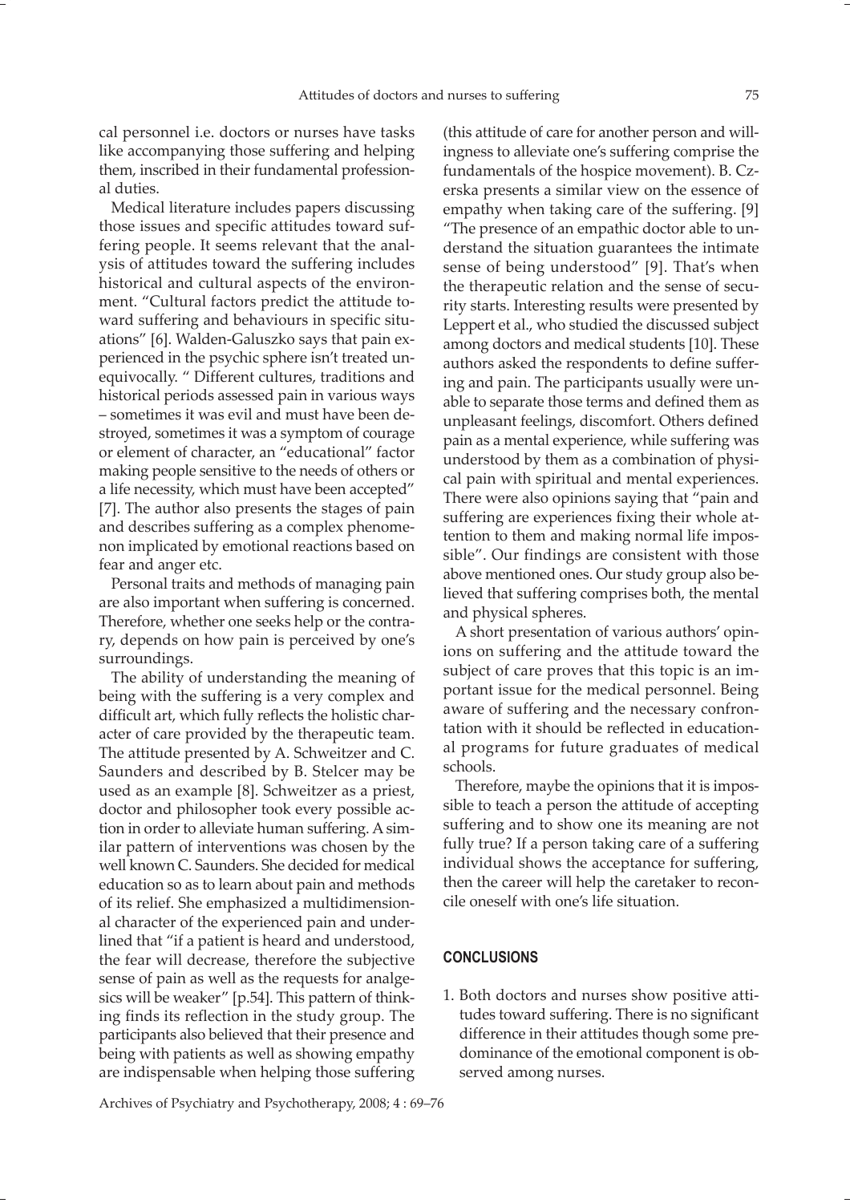cal personnel i.e. doctors or nurses have tasks like accompanying those suffering and helping them, inscribed in their fundamental professional duties.

Medical literature includes papers discussing those issues and specific attitudes toward suffering people. It seems relevant that the analysis of attitudes toward the suffering includes historical and cultural aspects of the environment. "Cultural factors predict the attitude toward suffering and behaviours in specific situations" [6]. Walden-Galuszko says that pain experienced in the psychic sphere isn't treated unequivocally. " Different cultures, traditions and historical periods assessed pain in various ways – sometimes it was evil and must have been destroyed, sometimes it was a symptom of courage or element of character, an "educational" factor making people sensitive to the needs of others or a life necessity, which must have been accepted" [7]. The author also presents the stages of pain and describes suffering as a complex phenomenon implicated by emotional reactions based on fear and anger etc.

Personal traits and methods of managing pain are also important when suffering is concerned. Therefore, whether one seeks help or the contrary, depends on how pain is perceived by one's surroundings.

The ability of understanding the meaning of being with the suffering is a very complex and difficult art, which fully reflects the holistic character of care provided by the therapeutic team. The attitude presented by A. Schweitzer and C. Saunders and described by B. Stelcer may be used as an example [8]. Schweitzer as a priest, doctor and philosopher took every possible action in order to alleviate human suffering. A similar pattern of interventions was chosen by the well known C. Saunders. She decided for medical education so as to learn about pain and methods of its relief. She emphasized a multidimensional character of the experienced pain and underlined that "if a patient is heard and understood, the fear will decrease, therefore the subjective sense of pain as well as the requests for analgesics will be weaker" [p.54]. This pattern of thinking finds its reflection in the study group. The participants also believed that their presence and being with patients as well as showing empathy are indispensable when helping those suffering (this attitude of care for another person and willingness to alleviate one's suffering comprise the fundamentals of the hospice movement). B. Czerska presents a similar view on the essence of empathy when taking care of the suffering. [9] "The presence of an empathic doctor able to understand the situation guarantees the intimate sense of being understood" [9]. That's when the therapeutic relation and the sense of security starts. Interesting results were presented by Leppert et al., who studied the discussed subject among doctors and medical students [10]. These authors asked the respondents to define suffering and pain. The participants usually were unable to separate those terms and defined them as unpleasant feelings, discomfort. Others defined pain as a mental experience, while suffering was understood by them as a combination of physical pain with spiritual and mental experiences. There were also opinions saying that "pain and suffering are experiences fixing their whole attention to them and making normal life impossible". Our findings are consistent with those above mentioned ones. Our study group also believed that suffering comprises both, the mental and physical spheres.

A short presentation of various authors' opinions on suffering and the attitude toward the subject of care proves that this topic is an important issue for the medical personnel. Being aware of suffering and the necessary confrontation with it should be reflected in educational programs for future graduates of medical schools.

Therefore, maybe the opinions that it is impossible to teach a person the attitude of accepting suffering and to show one its meaning are not fully true? If a person taking care of a suffering individual shows the acceptance for suffering, then the career will help the caretaker to reconcile oneself with one's life situation.

## CONCLUSIONS

1. Both doctors and nurses show positive attitudes toward suffering. There is no significant difference in their attitudes though some predominance of the emotional component is observed among nurses.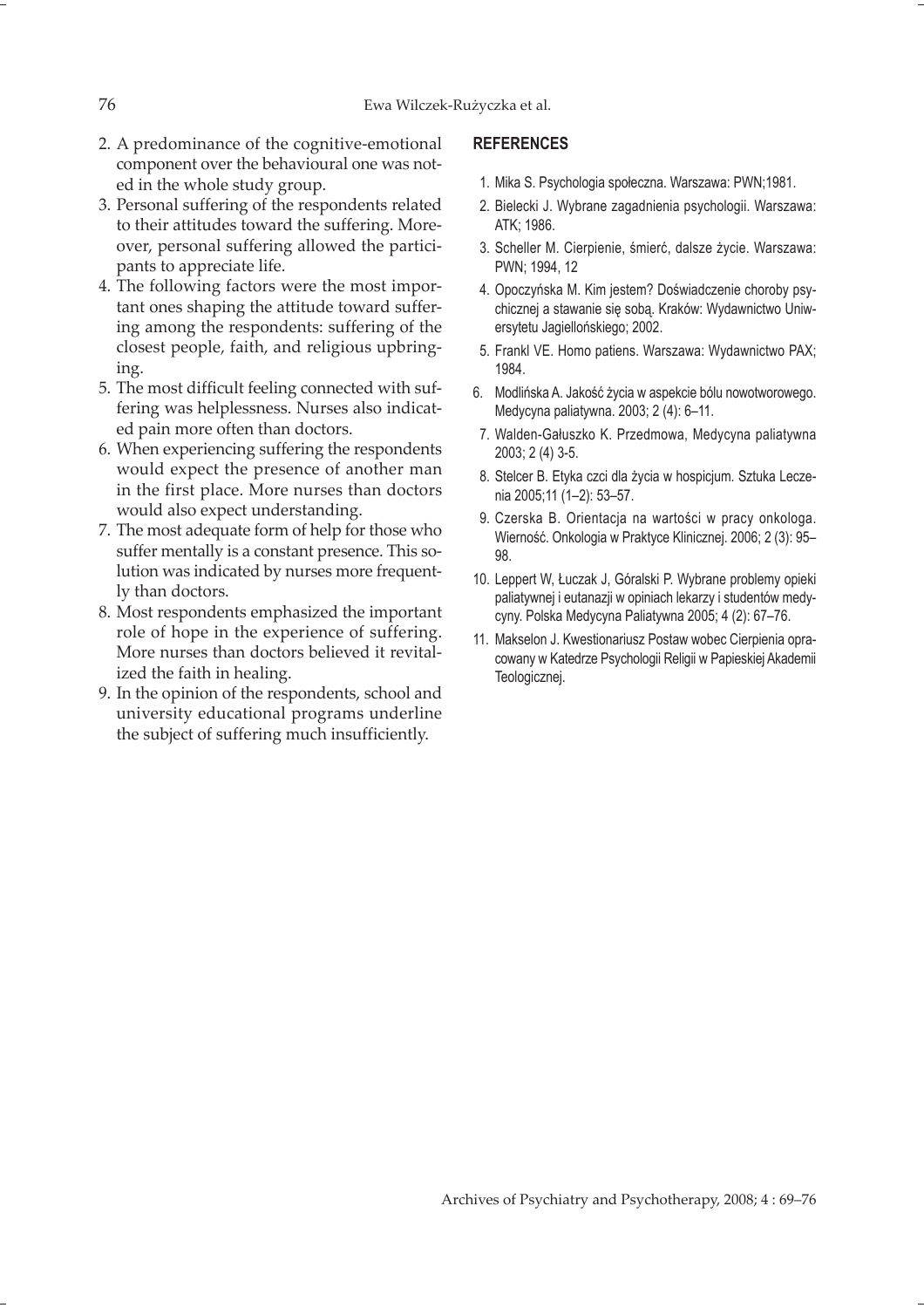2. A predominance of the cognitive-emotional component over the behavioural one was noted in the whole study group.
3. Personal suffering of the respondents related to their attitudes toward the suffering. Moreover, personal suffering allowed the participants to appreciate life.
4. The following factors were the most important ones shaping the attitude toward suffering among the respondents: suffering of the closest people, faith, and religious upbringing.
5. The most difficult feeling connected with suffering was helplessness. Nurses also indicated pain more often than doctors.
6. When experiencing suffering the respondents would expect the presence of another man in the first place. More nurses than doctors would also expect understanding.
7. The most adequate form of help for those who suffer mentally is a constant presence. This solution was indicated by nurses more frequently than doctors.
8. Most respondents emphasized the important role of hope in the experience of suffering. More nurses than doctors believed it revitalized the faith in healing.
9. In the opinion of the respondents, school and university educational programs underline the subject of suffering much insufficiently.

## REFERENCES

1. Mika S. Psychologia społeczna. Warszawa: PWN;1981.
2. Bielecki J. Wybrane zagadnienia psychologii. Warszawa: ATK; 1986.
3. Scheller M. Cierpienie, śmierć, dalsze życie. Warszawa: PWN; 1994, 12
4. Opoczyńska M. Kim jestem? Doświadczenie choroby psychicznej a stawanie się sobą. Kraków: Wydawnictwo Uniwersytetu Jagiellońskiego; 2002.
5. Frankl VE. Homo patiens. Warszawa: Wydawnictwo PAX; 1984.
6. Modlińska A. Jakość życia w aspekcie bólu nowotworowego. Medycyna paliatywna. 2003; 2 (4): 6–11.
7. Walden-Gałuszko K. Przedmowa, Medycyna paliatywna 2003; 2 (4) 3-5.
8. Stelcer B. Etyka czci dla życia w hospicjum. Sztuka Leczenia 2005;11 (1–2): 53–57.
9. Czerska B. Orientacja na wartości w pracy onkologa. Wierność. Onkologia w Praktyce Klinicznej. 2006; 2 (3): 95–98.
10. Leppert W, Łuczak J, Góralski P. Wybrane problemy opieki paliatywnej i eutanazji w opiniach lekarzy i studentów medycyny. Polska Medycyna Paliatywna 2005; 4 (2): 67–76.
11. Makselon J. Kwestionariusz Postaw wobec Cierpienia opracowany w Katedrze Psychologii Religii w Papieskiej Akademii Teologicznej.